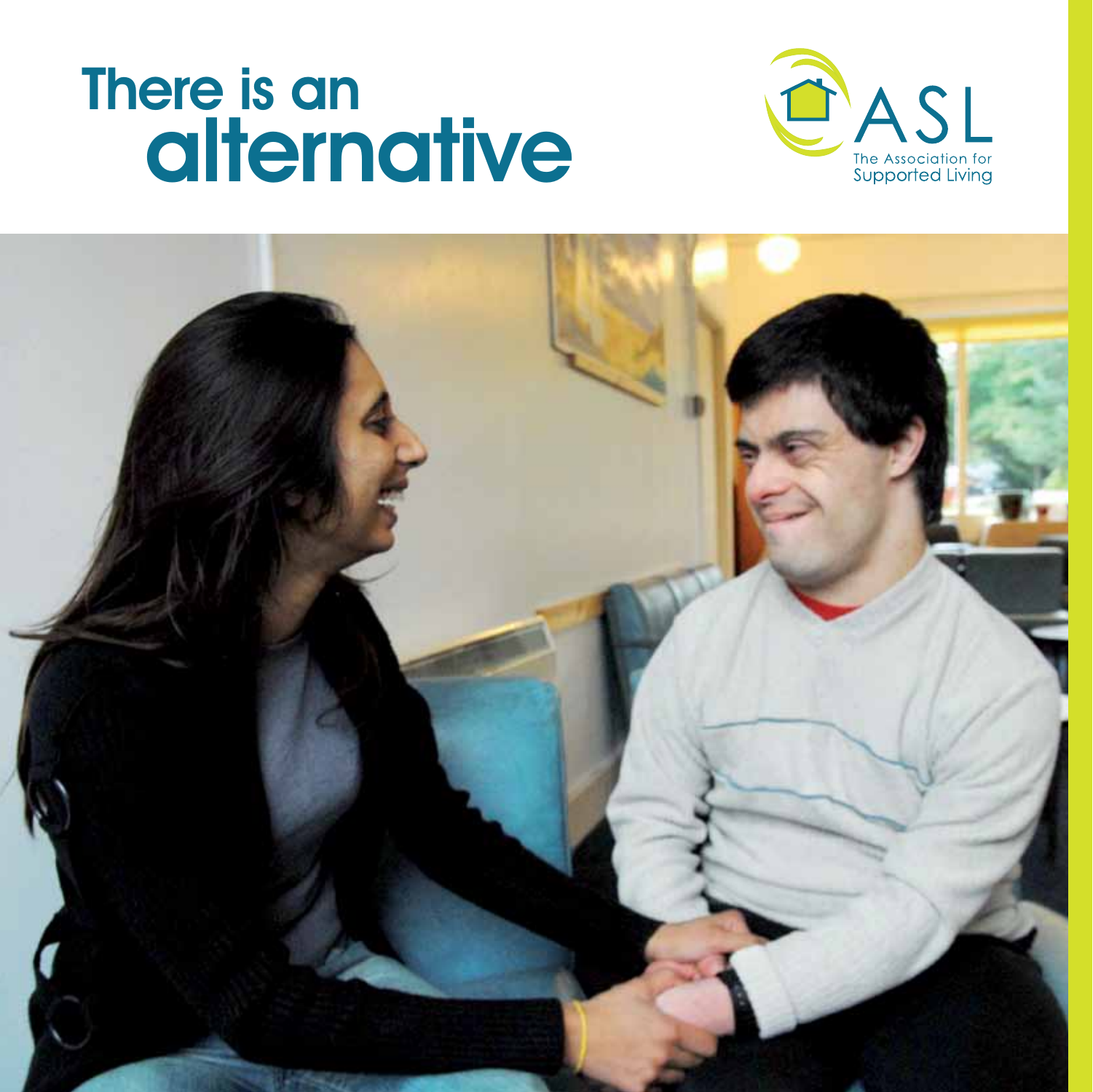# There is an alternative

ASL

The Association for Supported Living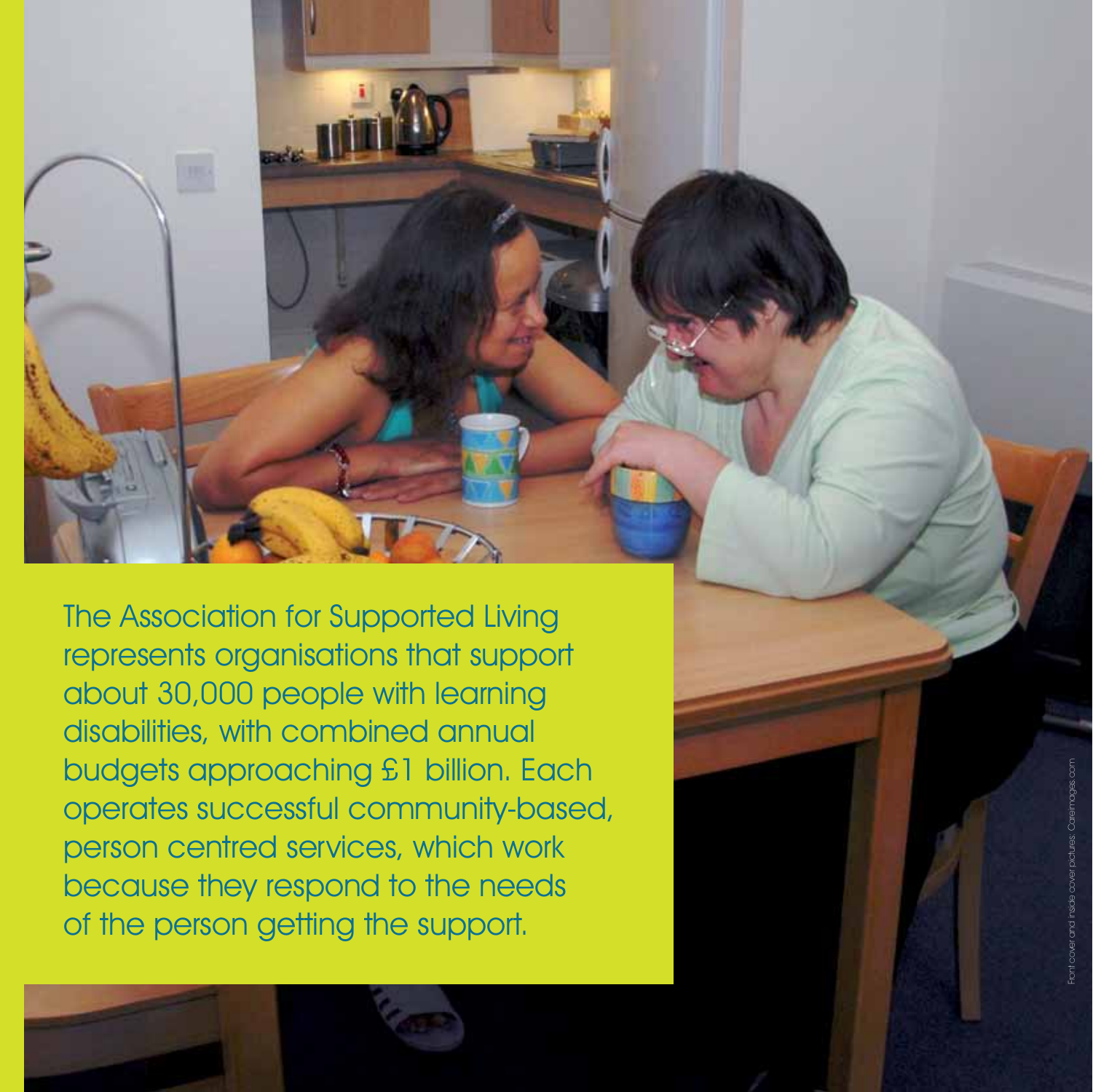The Association for Supported Living represents organisations that support about 30,000 people with learning disabilities, with combined annual budgets approaching £1 billion. Each operates successful community-based, person centred services, which work because they respond to the needs of the person getting the support.

Front cover and inside cover pictures: Careimages.com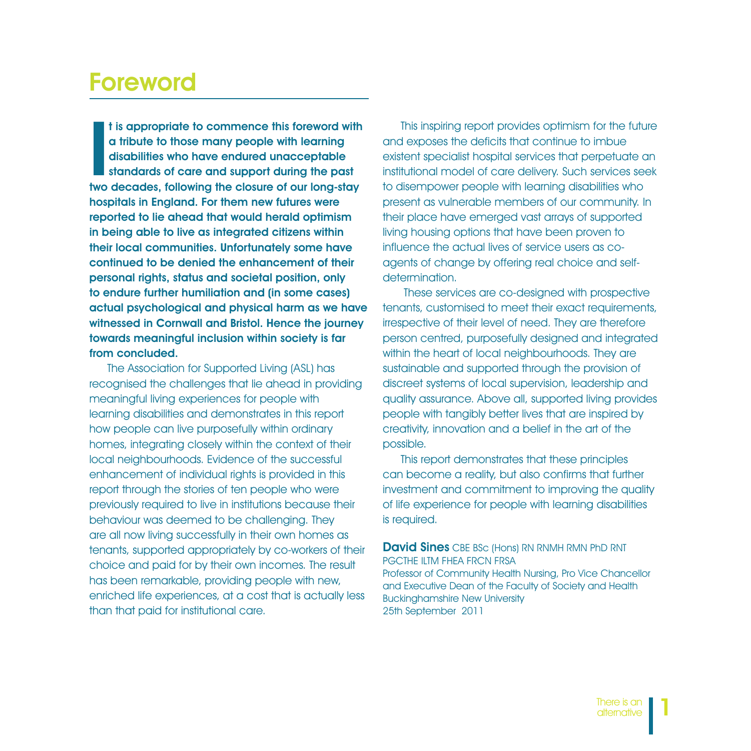# Foreword

**It is appropriate to commence this foreword with a tribute to those many people with learning disabilities who have endured unacceptable standards of care and support during the past two decades, following the closure of our long-stay hospitals in England. For them new futures were reported to lie ahead that would herald optimism in being able to live as integrated citizens within their local communities. Unfortunately some have continued to be denied the enhancement of their personal rights, status and societal position, only to endure further humiliation and (in some cases) actual psychological and physical harm as we have witnessed in Cornwall and Bristol. Hence the journey towards meaningful inclusion within society is far from concluded.**

The Association for Supported Living (ASL) has recognised the challenges that lie ahead in providing meaningful living experiences for people with learning disabilities and demonstrates in this report how people can live purposefully within ordinary homes, integrating closely within the context of their local neighbourhoods. Evidence of the successful enhancement of individual rights is provided in this report through the stories of ten people who were previously required to live in institutions because their behaviour was deemed to be challenging. They are all now living successfully in their own homes as tenants, supported appropriately by co-workers of their choice and paid for by their own incomes. The result has been remarkable, providing people with new, enriched life experiences, at a cost that is actually less than that paid for institutional care.

This inspiring report provides optimism for the future and exposes the deficits that continue to imbue existent specialist hospital services that perpetuate an institutional model of care delivery. Such services seek to disempower people with learning disabilities who present as vulnerable members of our community. In their place have emerged vast arrays of supported living housing options that have been proven to influence the actual lives of service users as co-agents of change by offering real choice and self-determination.

These services are co-designed with prospective tenants, customised to meet their exact requirements, irrespective of their level of need. They are therefore person centred, purposefully designed and integrated within the heart of local neighbourhoods. They are sustainable and supported through the provision of discreet systems of local supervision, leadership and quality assurance. Above all, supported living provides people with tangibly better lives that are inspired by creativity, innovation and a belief in the art of the possible.

This report demonstrates that these principles can become a reality, but also confirms that further investment and commitment to improving the quality of life experience for people with learning disabilities is required.

**David Sines** CBE BSc (Hons) RN RNMH RMN PhD RNT PGCTHE ILTM FHEA FRCN FRSA
Professor of Community Health Nursing, Pro Vice Chancellor and Executive Dean of the Faculty of Society and Health
Buckinghamshire New University
25th September 2011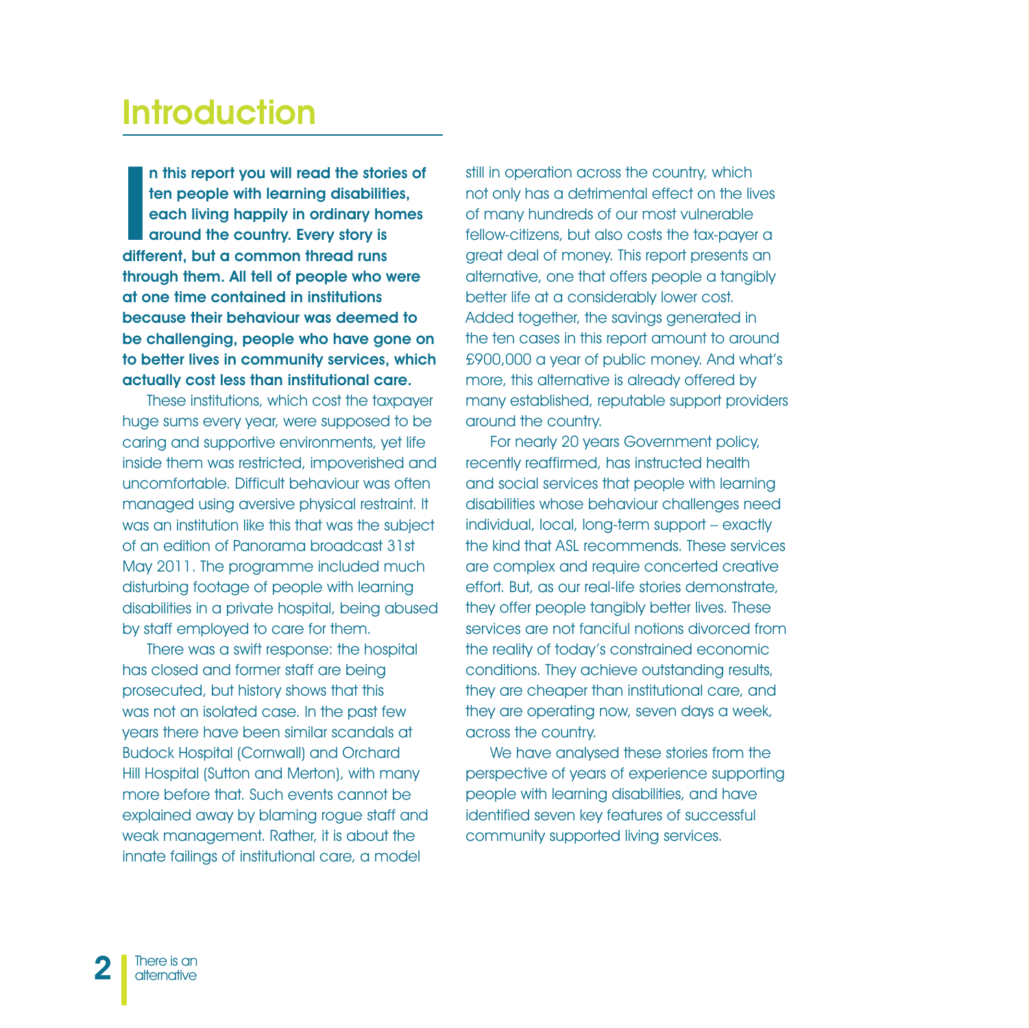# Introduction

**In this report you will read the stories of ten people with learning disabilities, each living happily in ordinary homes around the country. Every story is different, but a common thread runs through them. All tell of people who were at one time contained in institutions because their behaviour was deemed to be challenging, people who have gone on to better lives in community services, which actually cost less than institutional care.**

These institutions, which cost the taxpayer huge sums every year, were supposed to be caring and supportive environments, yet life inside them was restricted, impoverished and uncomfortable. Difficult behaviour was often managed using aversive physical restraint. It was an institution like this that was the subject of an edition of Panorama broadcast 31st May 2011. The programme included much disturbing footage of people with learning disabilities in a private hospital, being abused by staff employed to care for them.

There was a swift response: the hospital has closed and former staff are being prosecuted, but history shows that this was not an isolated case. In the past few years there have been similar scandals at Budock Hospital (Cornwall) and Orchard Hill Hospital (Sutton and Merton), with many more before that. Such events cannot be explained away by blaming rogue staff and weak management. Rather, it is about the innate failings of institutional care, a model still in operation across the country, which not only has a detrimental effect on the lives of many hundreds of our most vulnerable fellow-citizens, but also costs the tax-payer a great deal of money. This report presents an alternative, one that offers people a tangibly better life at a considerably lower cost. Added together, the savings generated in the ten cases in this report amount to around £900,000 a year of public money. And what's more, this alternative is already offered by many established, reputable support providers around the country.

For nearly 20 years Government policy, recently reaffirmed, has instructed health and social services that people with learning disabilities whose behaviour challenges need individual, local, long-term support – exactly the kind that ASL recommends. These services are complex and require concerted creative effort. But, as our real-life stories demonstrate, they offer people tangibly better lives. These services are not fanciful notions divorced from the reality of today's constrained economic conditions. They achieve outstanding results, they are cheaper than institutional care, and they are operating now, seven days a week, across the country.

We have analysed these stories from the perspective of years of experience supporting people with learning disabilities, and have identified seven key features of successful community supported living services.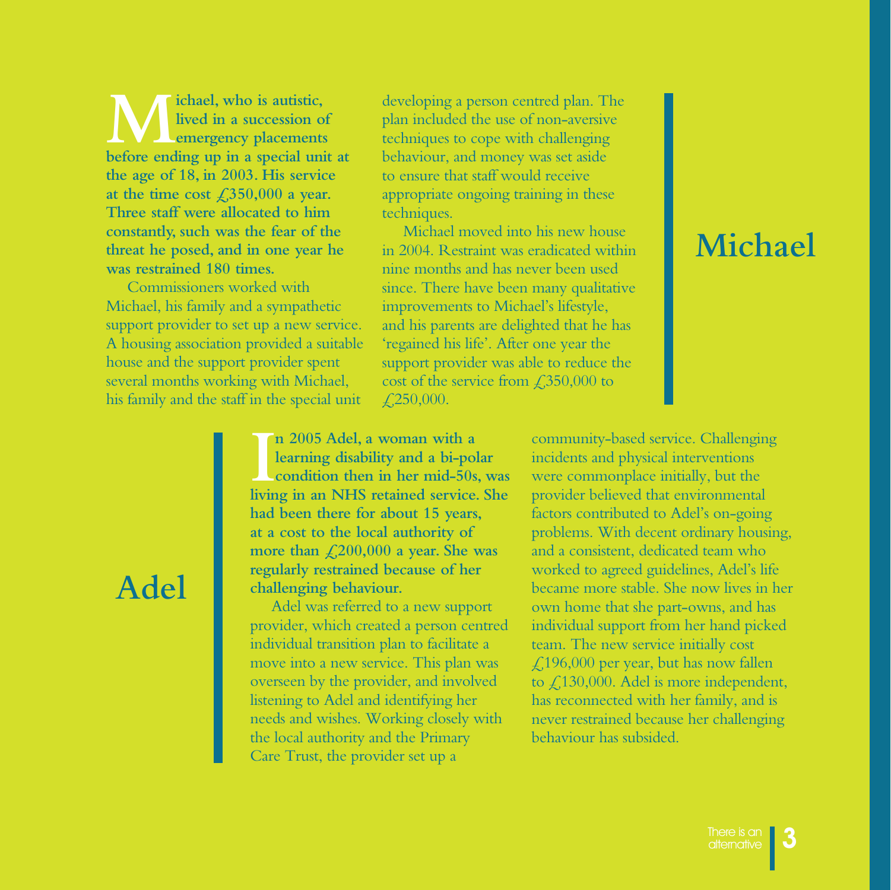## Michael

**Michael, who is autistic, lived in a succession of emergency placements before ending up in a special unit at the age of 18, in 2003. His service at the time cost £350,000 a year. Three staff were allocated to him constantly, such was the fear of the threat he posed, and in one year he was restrained 180 times.**

Commissioners worked with Michael, his family and a sympathetic support provider to set up a new service. A housing association provided a suitable house and the support provider spent several months working with Michael, his family and the staff in the special unit developing a person centred plan. The plan included the use of non-aversive techniques to cope with challenging behaviour, and money was set aside to ensure that staff would receive appropriate ongoing training in these techniques.

Michael moved into his new house in 2004. Restraint was eradicated within nine months and has never been used since. There have been many qualitative improvements to Michael's lifestyle, and his parents are delighted that he has 'regained his life'. After one year the support provider was able to reduce the cost of the service from £350,000 to £250,000.

## Adel

**In 2005 Adel, a woman with a learning disability and a bi-polar condition then in her mid-50s, was living in an NHS retained service. She had been there for about 15 years, at a cost to the local authority of more than £200,000 a year. She was regularly restrained because of her challenging behaviour.**

Adel was referred to a new support provider, which created a person centred individual transition plan to facilitate a move into a new service. This plan was overseen by the provider, and involved listening to Adel and identifying her needs and wishes. Working closely with the local authority and the Primary Care Trust, the provider set up a community-based service. Challenging incidents and physical interventions were commonplace initially, but the provider believed that environmental factors contributed to Adel's on-going problems. With decent ordinary housing, and a consistent, dedicated team who worked to agreed guidelines, Adel's life became more stable. She now lives in her own home that she part-owns, and has individual support from her hand picked team. The new service initially cost £196,000 per year, but has now fallen to £130,000. Adel is more independent, has reconnected with her family, and is never restrained because her challenging behaviour has subsided.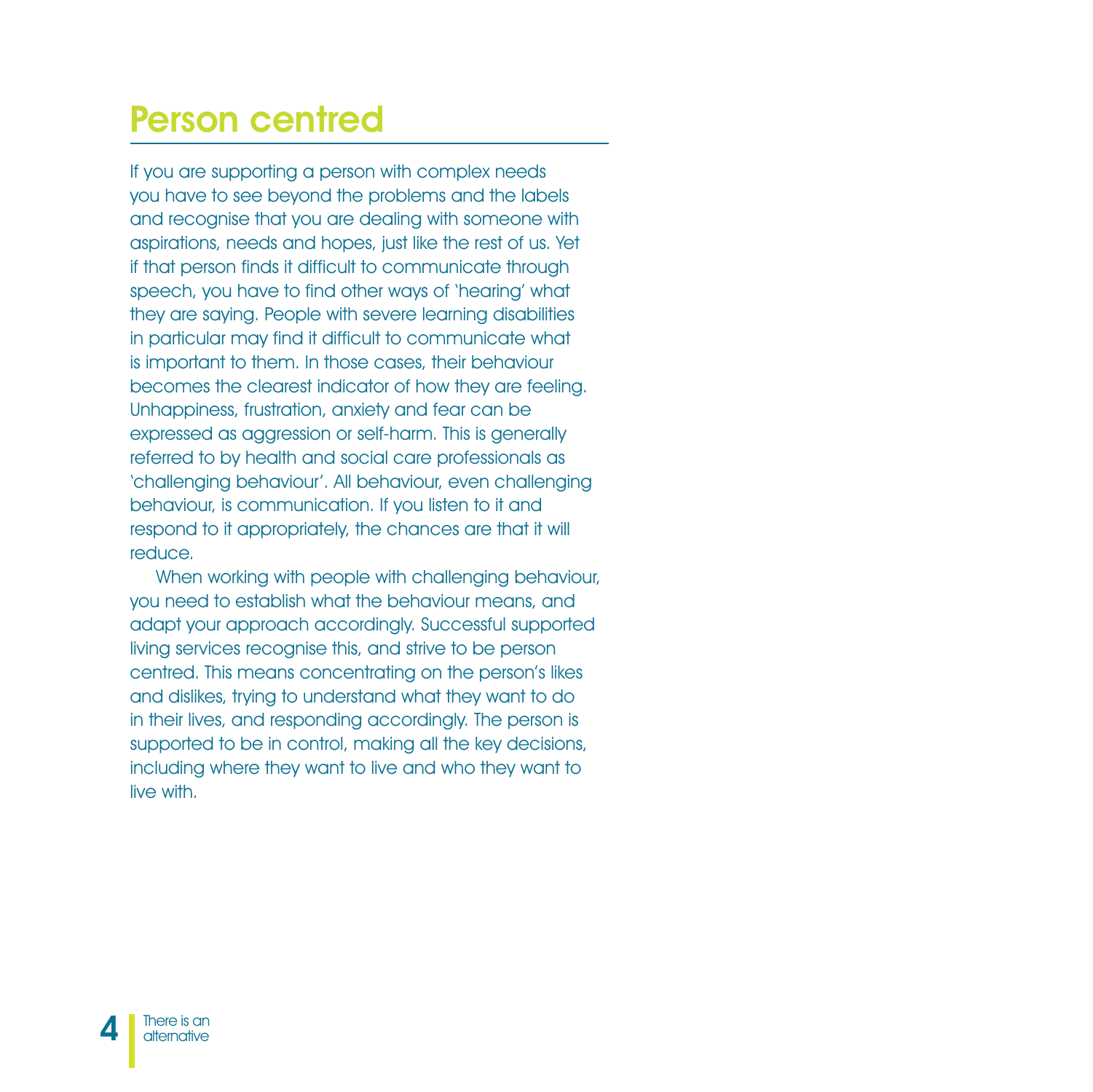# Person centred

If you are supporting a person with complex needs you have to see beyond the problems and the labels and recognise that you are dealing with someone with aspirations, needs and hopes, just like the rest of us. Yet if that person finds it difficult to communicate through speech, you have to find other ways of 'hearing' what they are saying. People with severe learning disabilities in particular may find it difficult to communicate what is important to them. In those cases, their behaviour becomes the clearest indicator of how they are feeling. Unhappiness, frustration, anxiety and fear can be expressed as aggression or self-harm. This is generally referred to by health and social care professionals as 'challenging behaviour'. All behaviour, even challenging behaviour, is communication. If you listen to it and respond to it appropriately, the chances are that it will reduce.

When working with people with challenging behaviour, you need to establish what the behaviour means, and adapt your approach accordingly. Successful supported living services recognise this, and strive to be person centred. This means concentrating on the person's likes and dislikes, trying to understand what they want to do in their lives, and responding accordingly. The person is supported to be in control, making all the key decisions, including where they want to live and who they want to live with.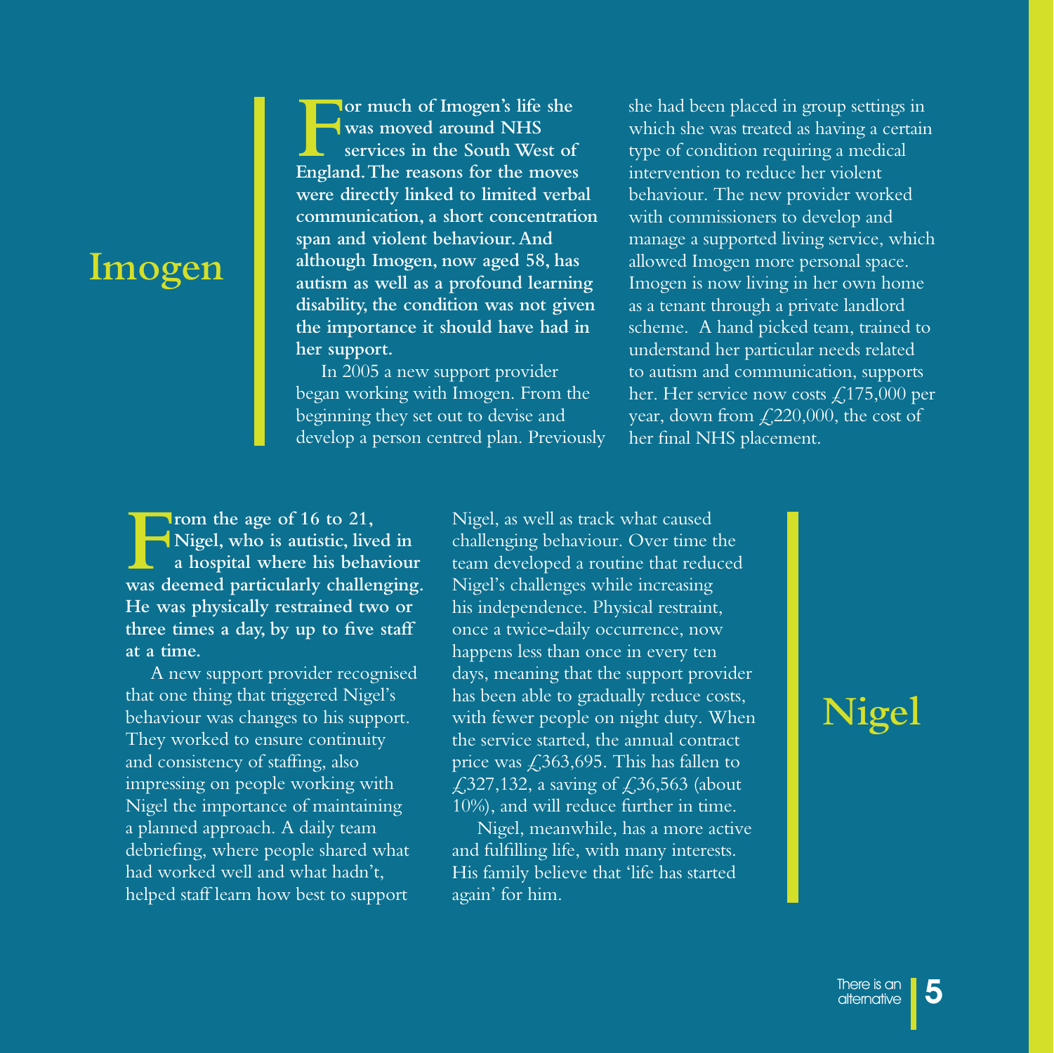## Imogen

**For much of Imogen's life she was moved around NHS services in the South West of England. The reasons for the moves were directly linked to limited verbal communication, a short concentration span and violent behaviour. And although Imogen, now aged 58, has autism as well as a profound learning disability, the condition was not given the importance it should have had in her support.**

In 2005 a new support provider began working with Imogen. From the beginning they set out to devise and develop a person centred plan. Previously she had been placed in group settings in which she was treated as having a certain type of condition requiring a medical intervention to reduce her violent behaviour. The new provider worked with commissioners to develop and manage a supported living service, which allowed Imogen more personal space. Imogen is now living in her own home as a tenant through a private landlord scheme. A hand picked team, trained to understand her particular needs related to autism and communication, supports her. Her service now costs £175,000 per year, down from £220,000, the cost of her final NHS placement.

## Nigel

**From the age of 16 to 21, Nigel, who is autistic, lived in a hospital where his behaviour was deemed particularly challenging. He was physically restrained two or three times a day, by up to five staff at a time.**

A new support provider recognised that one thing that triggered Nigel's behaviour was changes to his support. They worked to ensure continuity and consistency of staffing, also impressing on people working with Nigel the importance of maintaining a planned approach. A daily team debriefing, where people shared what had worked well and what hadn't, helped staff learn how best to support Nigel, as well as track what caused challenging behaviour. Over time the team developed a routine that reduced Nigel's challenges while increasing his independence. Physical restraint, once a twice-daily occurrence, now happens less than once in every ten days, meaning that the support provider has been able to gradually reduce costs, with fewer people on night duty. When the service started, the annual contract price was £363,695. This has fallen to £327,132, a saving of £36,563 (about 10%), and will reduce further in time.

Nigel, meanwhile, has a more active and fulfilling life, with many interests. His family believe that 'life has started again' for him.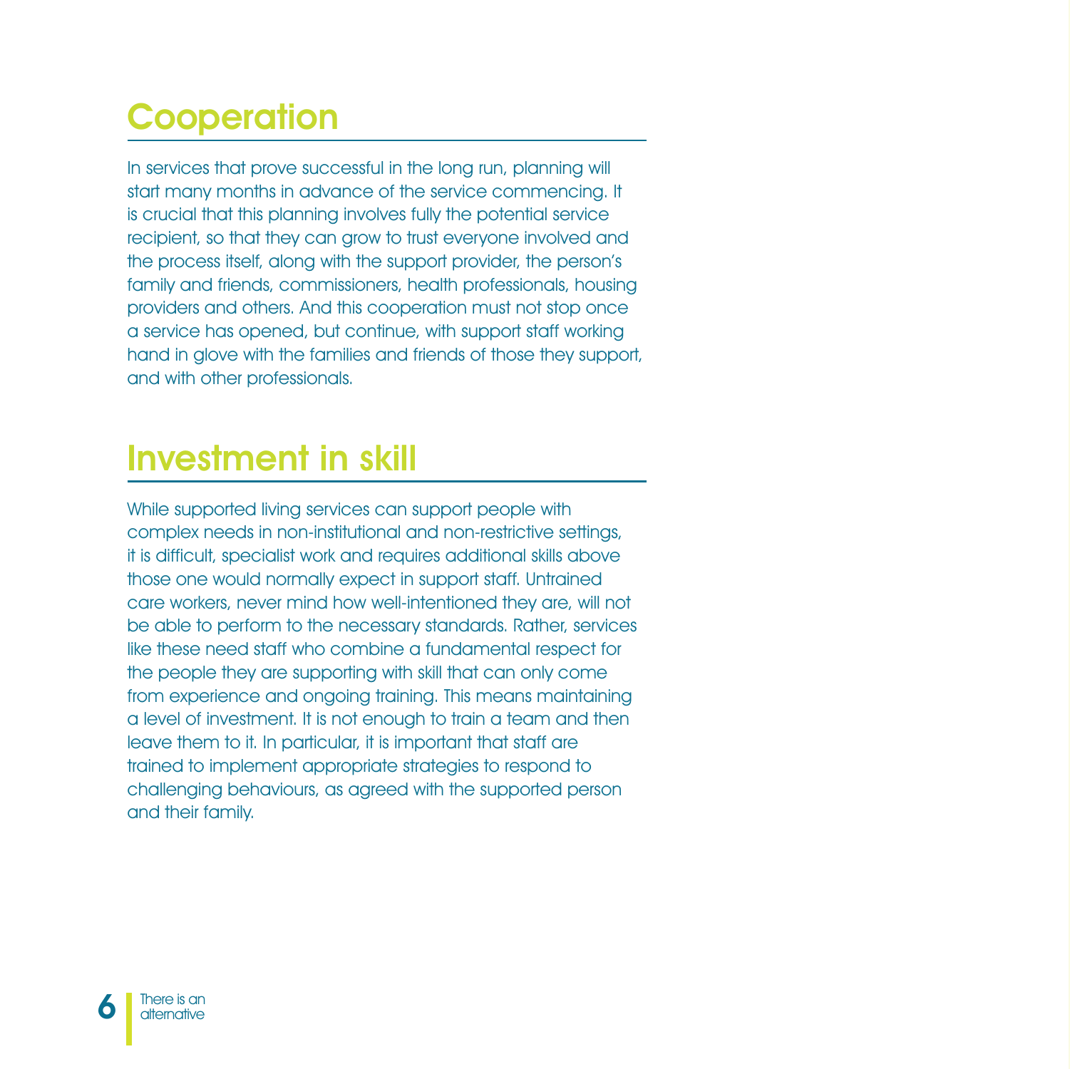## Cooperation

In services that prove successful in the long run, planning will start many months in advance of the service commencing. It is crucial that this planning involves fully the potential service recipient, so that they can grow to trust everyone involved and the process itself, along with the support provider, the person's family and friends, commissioners, health professionals, housing providers and others. And this cooperation must not stop once a service has opened, but continue, with support staff working hand in glove with the families and friends of those they support, and with other professionals.

## Investment in skill

While supported living services can support people with complex needs in non-institutional and non-restrictive settings, it is difficult, specialist work and requires additional skills above those one would normally expect in support staff. Untrained care workers, never mind how well-intentioned they are, will not be able to perform to the necessary standards. Rather, services like these need staff who combine a fundamental respect for the people they are supporting with skill that can only come from experience and ongoing training. This means maintaining a level of investment. It is not enough to train a team and then leave them to it. In particular, it is important that staff are trained to implement appropriate strategies to respond to challenging behaviours, as agreed with the supported person and their family.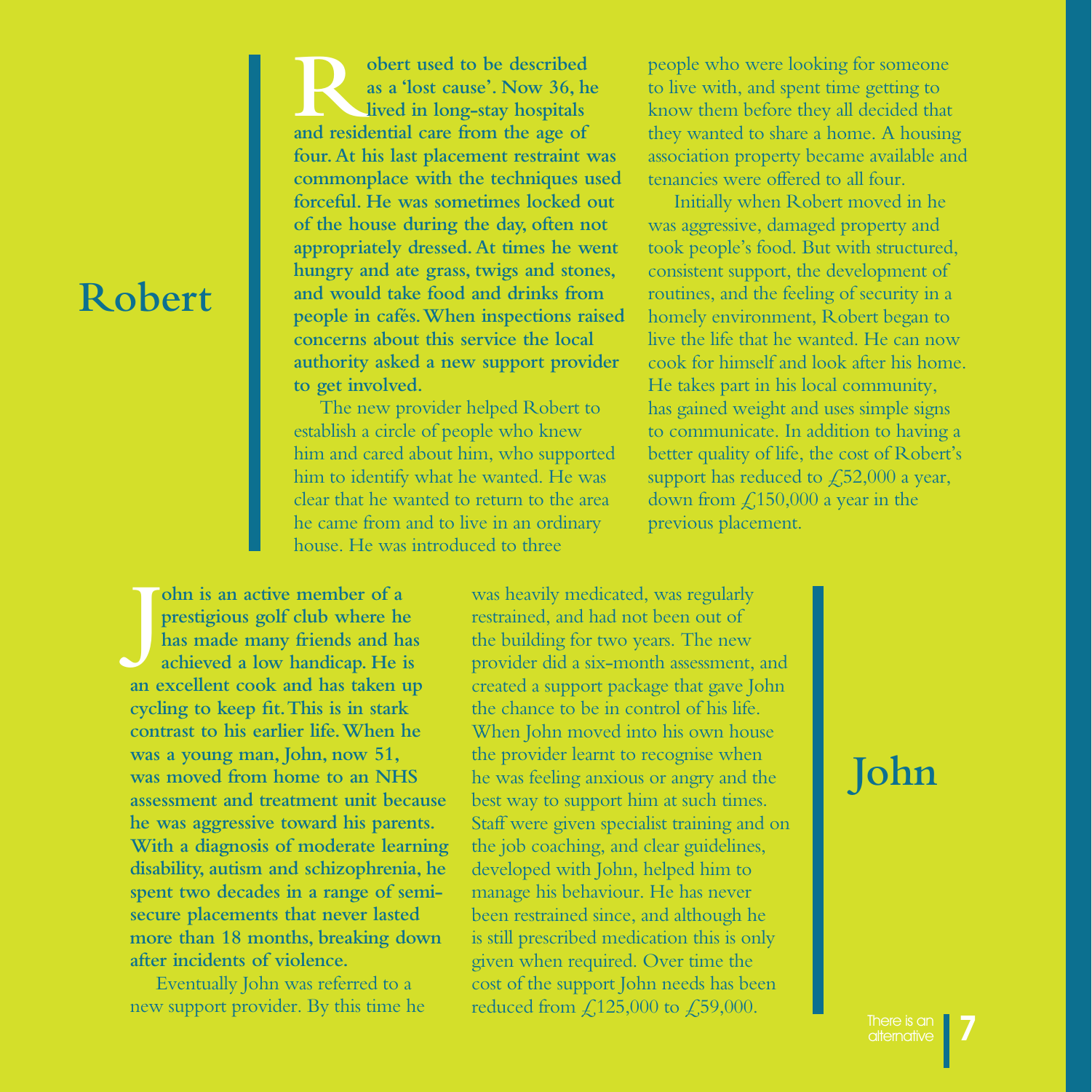## Robert

**Robert used to be described as a 'lost cause'. Now 36, he lived in long-stay hospitals and residential care from the age of four. At his last placement restraint was commonplace with the techniques used forceful. He was sometimes locked out of the house during the day, often not appropriately dressed. At times he went hungry and ate grass, twigs and stones, and would take food and drinks from people in cafés. When inspections raised concerns about this service the local authority asked a new support provider to get involved.**

The new provider helped Robert to establish a circle of people who knew him and cared about him, who supported him to identify what he wanted. He was clear that he wanted to return to the area he came from and to live in an ordinary house. He was introduced to three people who were looking for someone to live with, and spent time getting to know them before they all decided that they wanted to share a home. A housing association property became available and tenancies were offered to all four.

Initially when Robert moved in he was aggressive, damaged property and took people's food. But with structured, consistent support, the development of routines, and the feeling of security in a homely environment, Robert began to live the life that he wanted. He can now cook for himself and look after his home. He takes part in his local community, has gained weight and uses simple signs to communicate. In addition to having a better quality of life, the cost of Robert's support has reduced to £52,000 a year, down from £150,000 a year in the previous placement.

## John

**John is an active member of a prestigious golf club where he has made many friends and has achieved a low handicap. He is an excellent cook and has taken up cycling to keep fit. This is in stark contrast to his earlier life. When he was a young man, John, now 51, was moved from home to an NHS assessment and treatment unit because he was aggressive toward his parents. With a diagnosis of moderate learning disability, autism and schizophrenia, he spent two decades in a range of semi-secure placements that never lasted more than 18 months, breaking down after incidents of violence.**

Eventually John was referred to a new support provider. By this time he was heavily medicated, was regularly restrained, and had not been out of the building for two years. The new provider did a six-month assessment, and created a support package that gave John the chance to be in control of his life. When John moved into his own house the provider learnt to recognise when he was feeling anxious or angry and the best way to support him at such times. Staff were given specialist training and on the job coaching, and clear guidelines, developed with John, helped him to manage his behaviour. He has never been restrained since, and although he is still prescribed medication this is only given when required. Over time the cost of the support John needs has been reduced from £125,000 to £59,000.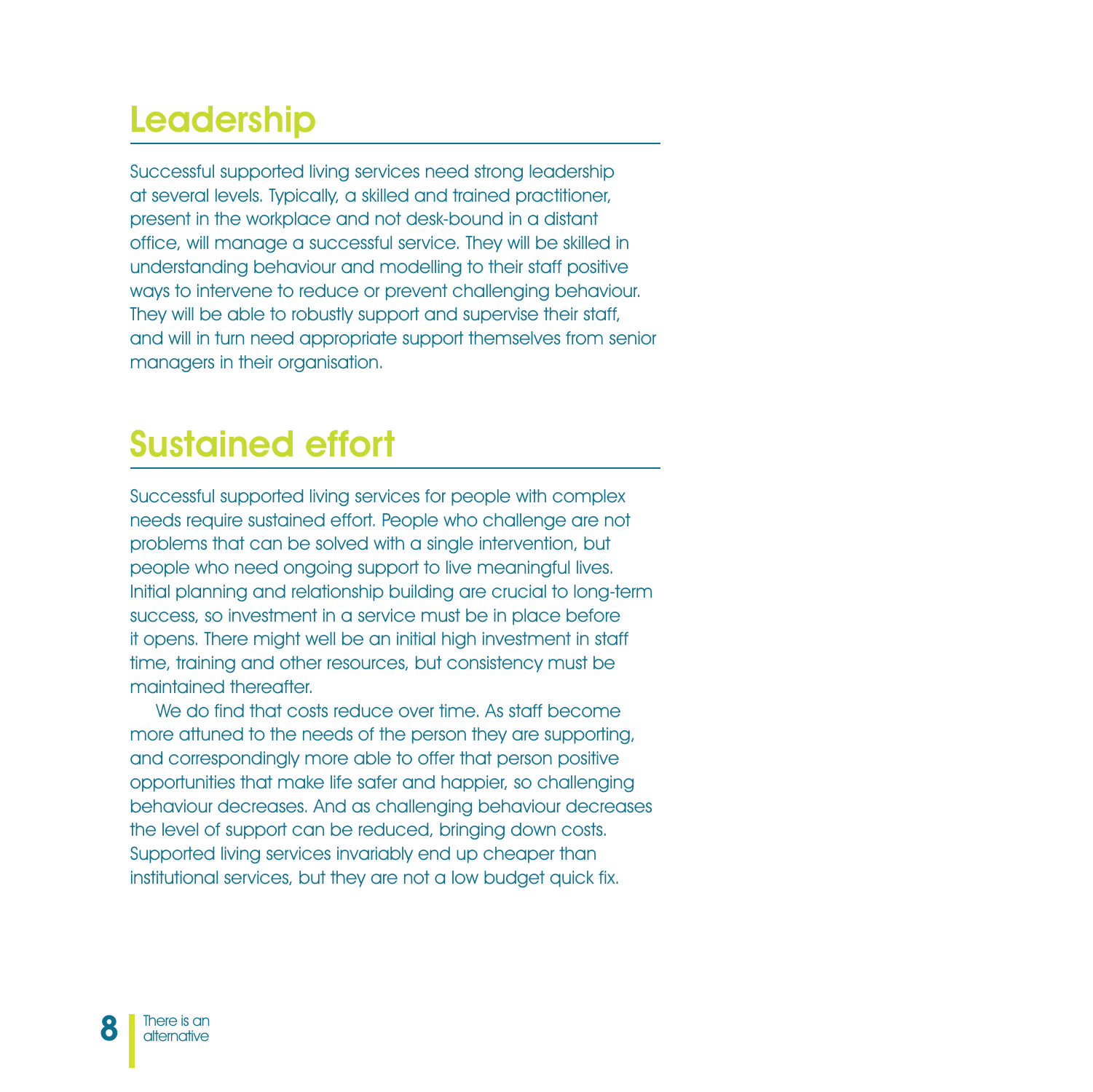## Leadership

Successful supported living services need strong leadership at several levels. Typically, a skilled and trained practitioner, present in the workplace and not desk-bound in a distant office, will manage a successful service. They will be skilled in understanding behaviour and modelling to their staff positive ways to intervene to reduce or prevent challenging behaviour. They will be able to robustly support and supervise their staff, and will in turn need appropriate support themselves from senior managers in their organisation.

## Sustained effort

Successful supported living services for people with complex needs require sustained effort. People who challenge are not problems that can be solved with a single intervention, but people who need ongoing support to live meaningful lives. Initial planning and relationship building are crucial to long-term success, so investment in a service must be in place before it opens. There might well be an initial high investment in staff time, training and other resources, but consistency must be maintained thereafter.

We do find that costs reduce over time. As staff become more attuned to the needs of the person they are supporting, and correspondingly more able to offer that person positive opportunities that make life safer and happier, so challenging behaviour decreases. And as challenging behaviour decreases the level of support can be reduced, bringing down costs. Supported living services invariably end up cheaper than institutional services, but they are not a low budget quick fix.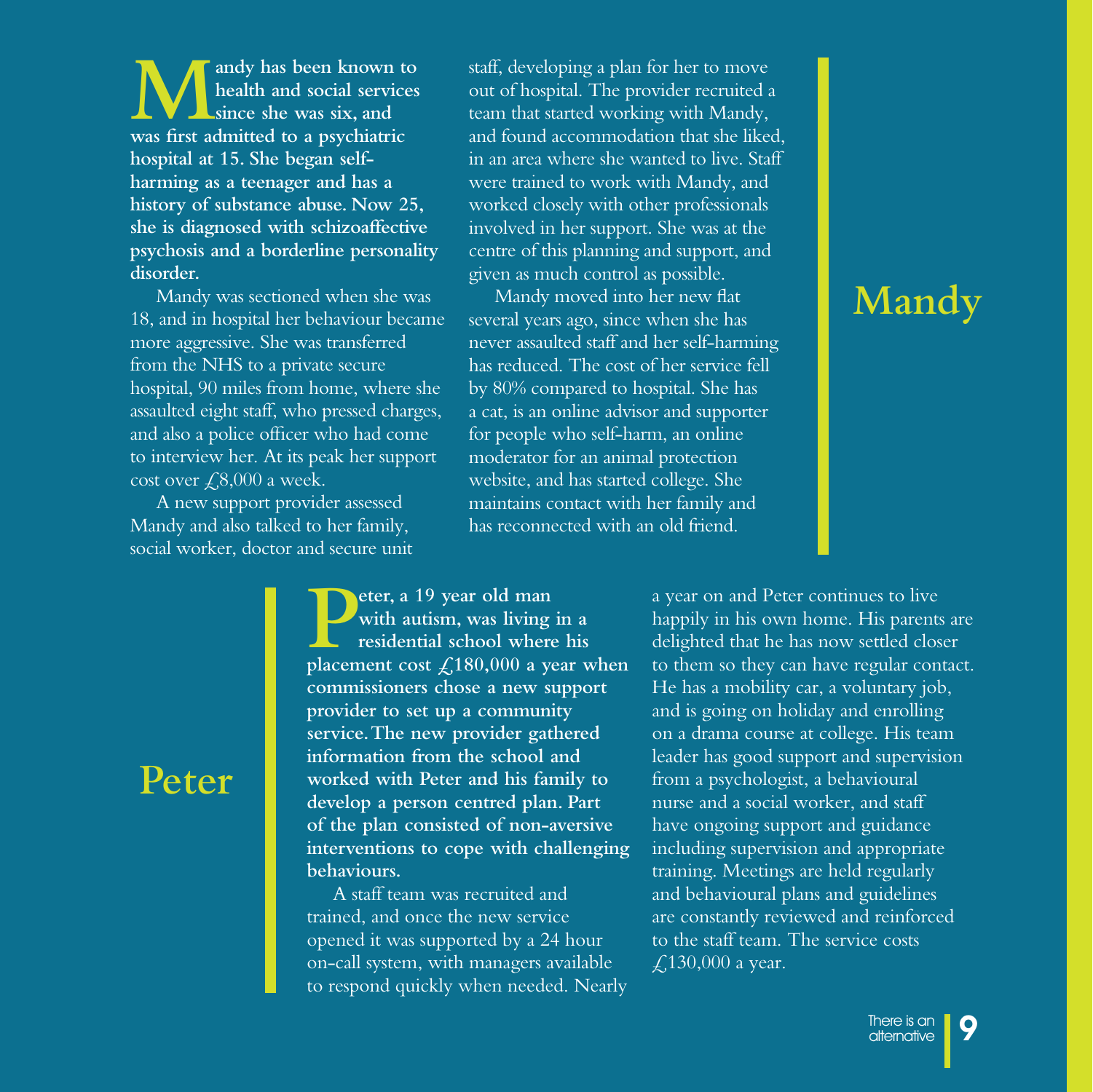## Mandy

**Mandy has been known to health and social services since she was six, and was first admitted to a psychiatric hospital at 15. She began self-harming as a teenager and has a history of substance abuse. Now 25, she is diagnosed with schizoaffective psychosis and a borderline personality disorder.**

Mandy was sectioned when she was 18, and in hospital her behaviour became more aggressive. She was transferred from the NHS to a private secure hospital, 90 miles from home, where she assaulted eight staff, who pressed charges, and also a police officer who had come to interview her. At its peak her support cost over £8,000 a week.

A new support provider assessed Mandy and also talked to her family, social worker, doctor and secure unit staff, developing a plan for her to move out of hospital. The provider recruited a team that started working with Mandy, and found accommodation that she liked, in an area where she wanted to live. Staff were trained to work with Mandy, and worked closely with other professionals involved in her support. She was at the centre of this planning and support, and given as much control as possible.

Mandy moved into her new flat several years ago, since when she has never assaulted staff and her self-harming has reduced. The cost of her service fell by 80% compared to hospital. She has a cat, is an online advisor and supporter for people who self-harm, an online moderator for an animal protection website, and has started college. She maintains contact with her family and has reconnected with an old friend.

## Peter

**Peter, a 19 year old man with autism, was living in a residential school where his placement cost £180,000 a year when commissioners chose a new support provider to set up a community service. The new provider gathered information from the school and worked with Peter and his family to develop a person centred plan. Part of the plan consisted of non-aversive interventions to cope with challenging behaviours.**

A staff team was recruited and trained, and once the new service opened it was supported by a 24 hour on-call system, with managers available to respond quickly when needed. Nearly a year on and Peter continues to live happily in his own home. His parents are delighted that he has now settled closer to them so they can have regular contact. He has a mobility car, a voluntary job, and is going on holiday and enrolling on a drama course at college. His team leader has good support and supervision from a psychologist, a behavioural nurse and a social worker, and staff have ongoing support and guidance including supervision and appropriate training. Meetings are held regularly and behavioural plans and guidelines are constantly reviewed and reinforced to the staff team. The service costs £130,000 a year.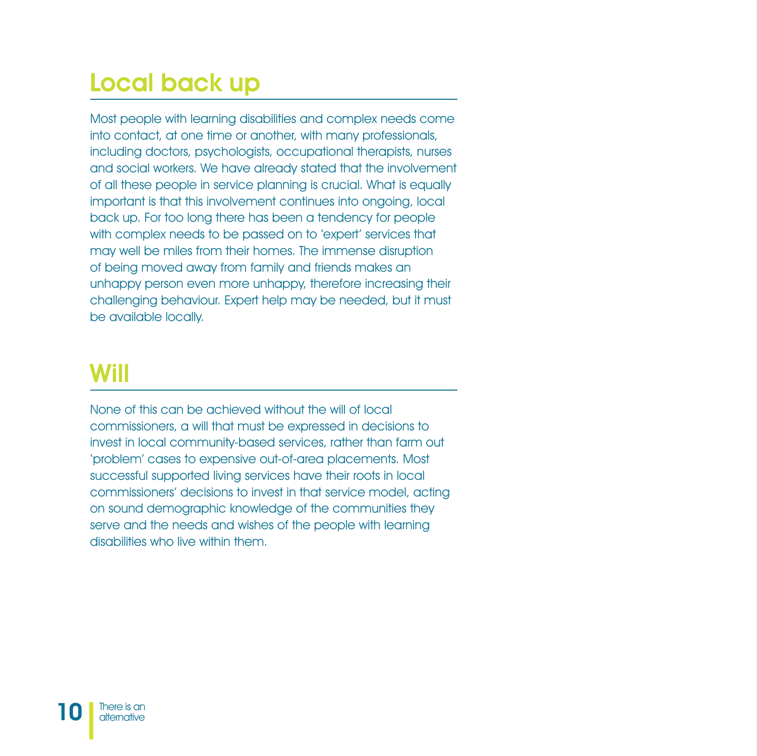## Local back up

Most people with learning disabilities and complex needs come into contact, at one time or another, with many professionals, including doctors, psychologists, occupational therapists, nurses and social workers. We have already stated that the involvement of all these people in service planning is crucial. What is equally important is that this involvement continues into ongoing, local back up. For too long there has been a tendency for people with complex needs to be passed on to 'expert' services that may well be miles from their homes. The immense disruption of being moved away from family and friends makes an unhappy person even more unhappy, therefore increasing their challenging behaviour. Expert help may be needed, but it must be available locally.

## Will

None of this can be achieved without the will of local commissioners, a will that must be expressed in decisions to invest in local community-based services, rather than farm out 'problem' cases to expensive out-of-area placements. Most successful supported living services have their roots in local commissioners' decisions to invest in that service model, acting on sound demographic knowledge of the communities they serve and the needs and wishes of the people with learning disabilities who live within them.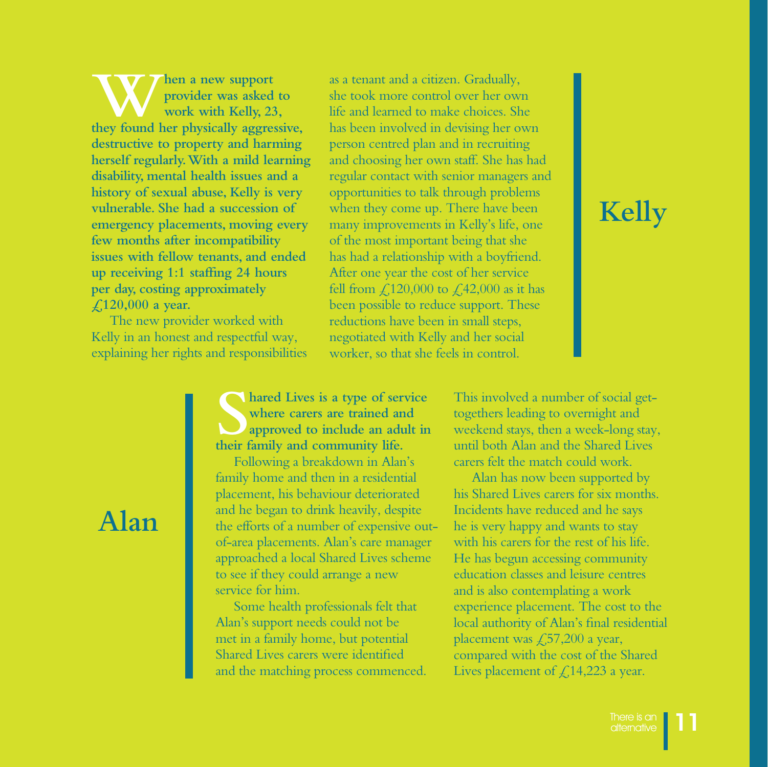## Kelly

**When a new support provider was asked to work with Kelly, 23, they found her physically aggressive, destructive to property and harming herself regularly. With a mild learning disability, mental health issues and a history of sexual abuse, Kelly is very vulnerable. She had a succession of emergency placements, moving every few months after incompatibility issues with fellow tenants, and ended up receiving 1:1 staffing 24 hours per day, costing approximately £120,000 a year.**

The new provider worked with Kelly in an honest and respectful way, explaining her rights and responsibilities as a tenant and a citizen. Gradually, she took more control over her own life and learned to make choices. She has been involved in devising her own person centred plan and in recruiting and choosing her own staff. She has had regular contact with senior managers and opportunities to talk through problems when they come up. There have been many improvements in Kelly's life, one of the most important being that she has had a relationship with a boyfriend. After one year the cost of her service fell from £120,000 to £42,000 as it has been possible to reduce support. These reductions have been in small steps, negotiated with Kelly and her social worker, so that she feels in control.

## Alan

**Shared Lives is a type of service where carers are trained and approved to include an adult in their family and community life.**

Following a breakdown in Alan's family home and then in a residential placement, his behaviour deteriorated and he began to drink heavily, despite the efforts of a number of expensive out-of-area placements. Alan's care manager approached a local Shared Lives scheme to see if they could arrange a new service for him.

Some health professionals felt that Alan's support needs could not be met in a family home, but potential Shared Lives carers were identified and the matching process commenced. This involved a number of social get-togethers leading to overnight and weekend stays, then a week-long stay, until both Alan and the Shared Lives carers felt the match could work.

Alan has now been supported by his Shared Lives carers for six months. Incidents have reduced and he says he is very happy and wants to stay with his carers for the rest of his life. He has begun accessing community education classes and leisure centres and is also contemplating a work experience placement. The cost to the local authority of Alan's final residential placement was £57,200 a year, compared with the cost of the Shared Lives placement of £14,223 a year.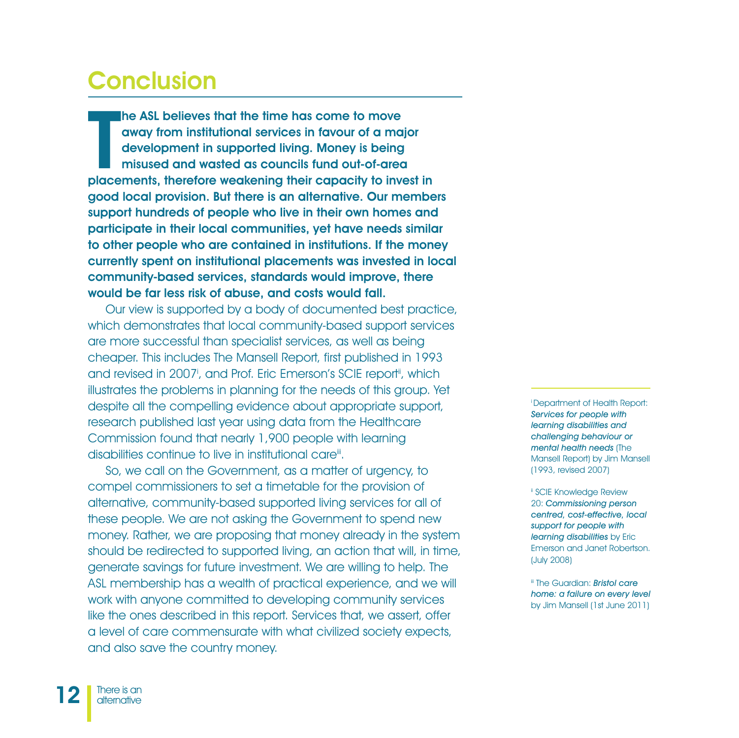# Conclusion

**The ASL believes that the time has come to move away from institutional services in favour of a major development in supported living. Money is being misused and wasted as councils fund out-of-area placements, therefore weakening their capacity to invest in good local provision. But there is an alternative. Our members support hundreds of people who live in their own homes and participate in their local communities, yet have needs similar to other people who are contained in institutions. If the money currently spent on institutional placements was invested in local community-based services, standards would improve, there would be far less risk of abuse, and costs would fall.**

Our view is supported by a body of documented best practice, which demonstrates that local community-based support services are more successful than specialist services, as well as being cheaper. This includes The Mansell Report, first published in 1993 and revised in 2007[i], and Prof. Eric Emerson's SCIE report[ii], which illustrates the problems in planning for the needs of this group. Yet despite all the compelling evidence about appropriate support, research published last year using data from the Healthcare Commission found that nearly 1,900 people with learning disabilities continue to live in institutional care[iii].

So, we call on the Government, as a matter of urgency, to compel commissioners to set a timetable for the provision of alternative, community-based supported living services for all of these people. We are not asking the Government to spend new money. Rather, we are proposing that money already in the system should be redirected to supported living, an action that will, in time, generate savings for future investment. We are willing to help. The ASL membership has a wealth of practical experience, and we will work with anyone committed to developing community services like the ones described in this report. Services that, we assert, offer a level of care commensurate with what civilized society expects, and also save the country money.

[i] Department of Health Report: ***Services for people with learning disabilities and challenging behaviour or mental health needs*** (The Mansell Report) by Jim Mansell (1993, revised 2007)

[ii] SCIE Knowledge Review 20: ***Commissioning person centred, cost-effective, local support for people with learning disabilities*** by Eric Emerson and Janet Robertson. (July 2008)

[iii] The Guardian: ***Bristol care home: a failure on every level*** by Jim Mansell (1st June 2011)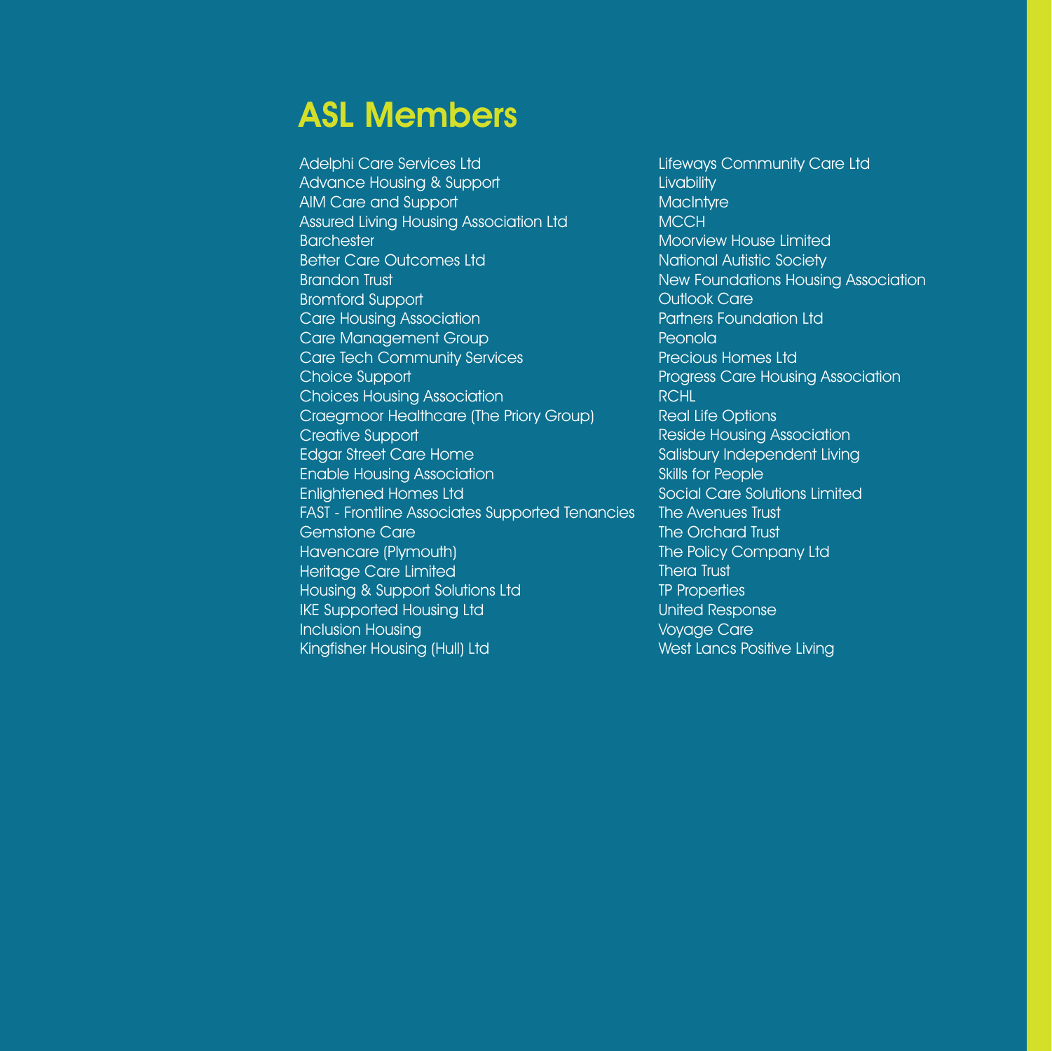# ASL Members

Adelphi Care Services Ltd
Advance Housing & Support
AIM Care and Support
Assured Living Housing Association Ltd
Barchester
Better Care Outcomes Ltd
Brandon Trust
Bromford Support
Care Housing Association
Care Management Group
Care Tech Community Services
Choice Support
Choices Housing Association
Craegmoor Healthcare (The Priory Group)
Creative Support
Edgar Street Care Home
Enable Housing Association
Enlightened Homes Ltd
FAST - Frontline Associates Supported Tenancies
Gemstone Care
Havencare (Plymouth)
Heritage Care Limited
Housing & Support Solutions Ltd
IKE Supported Housing Ltd
Inclusion Housing
Kingfisher Housing (Hull) Ltd
Lifeways Community Care Ltd
Livability
MacIntyre
MCCH
Moorview House Limited
National Autistic Society
New Foundations Housing Association
Outlook Care
Partners Foundation Ltd
Peonola
Precious Homes Ltd
Progress Care Housing Association
RCHL
Real Life Options
Reside Housing Association
Salisbury Independent Living
Skills for People
Social Care Solutions Limited
The Avenues Trust
The Orchard Trust
The Policy Company Ltd
Thera Trust
TP Properties
United Response
Voyage Care
West Lancs Positive Living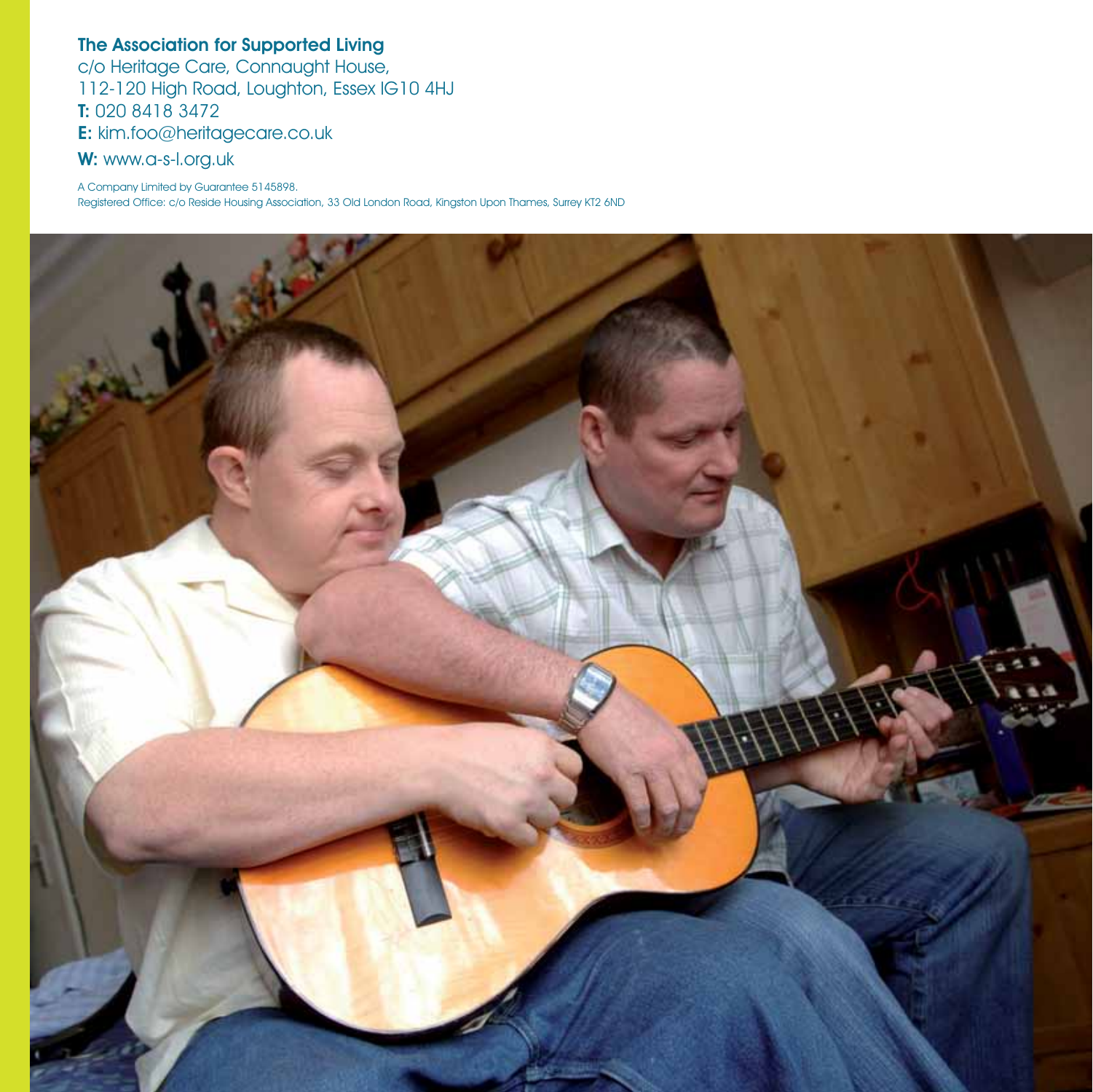**The Association for Supported Living**
c/o Heritage Care, Connaught House,
112-120 High Road, Loughton, Essex IG10 4HJ
**T:** 020 8418 3472
**E:** kim.foo@heritagecare.co.uk
**W:** www.a-s-l.org.uk

A Company Limited by Guarantee 5145898.
Registered Office: c/o Reside Housing Association, 33 Old London Road, Kingston Upon Thames, Surrey KT2 6ND